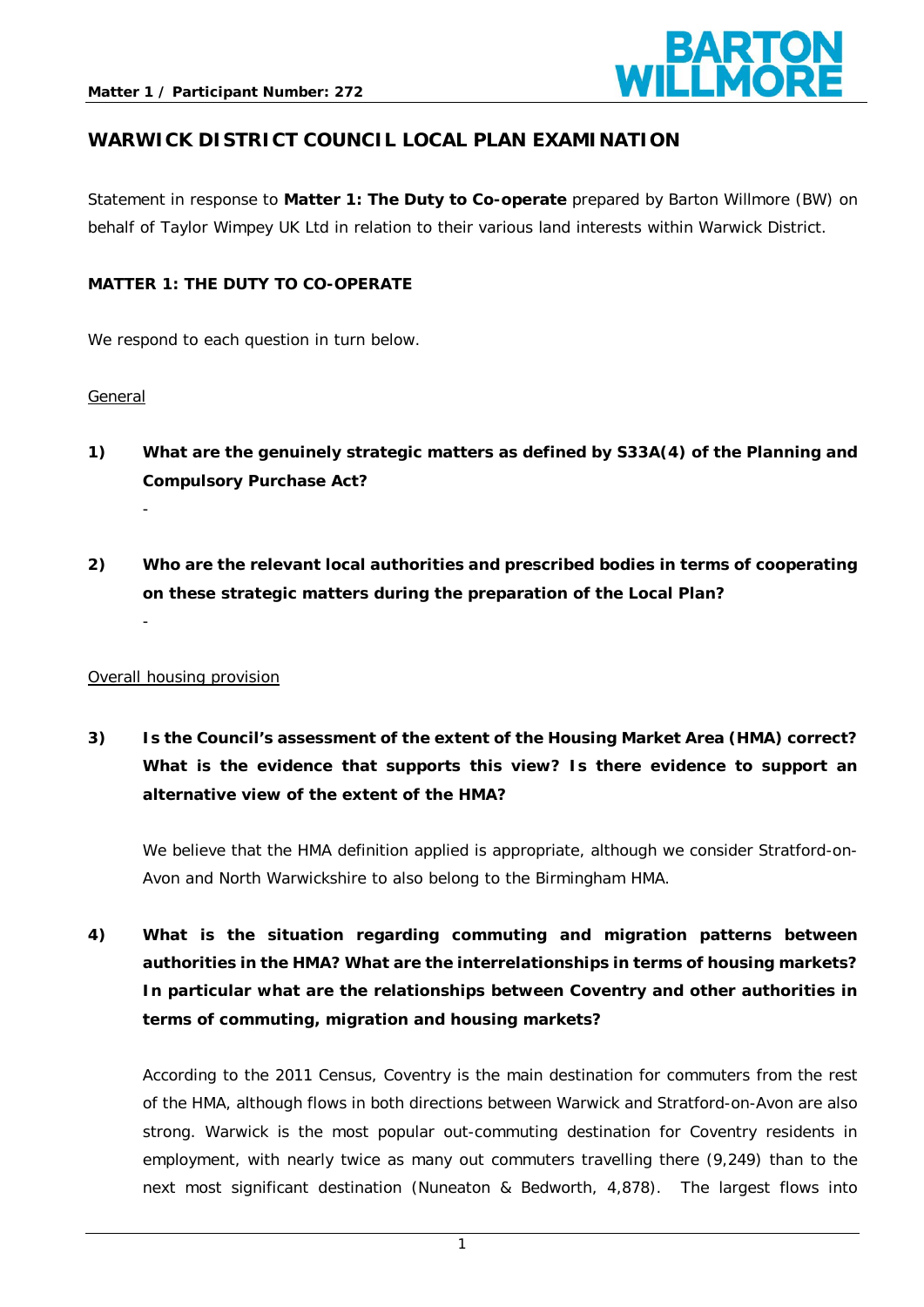# WARWICK DISTRICT COUNCIL LOCAL PLAN EXAMINATION

Statement in response to **Matter 1: The Duty to Co-operate** prepared by Barton Willmore (BW) on behalf of Taylor Wimpey UK Ltd in relation to their various land interests within Warwick District.

**MATTER 1: THE DUTY TO CO-OPERATE**

We respond to each question in turn below.

General

**1) What are the genuinely strategic matters as defined by S33A(4) of the Planning and Compulsory Purchase Act?**

-

**2) Who are the relevant local authorities and prescribed bodies in terms of cooperating on these strategic matters during the preparation of the Local Plan?**

-

Overall housing provision

**3) Is the Council's assessment of the extent of the Housing Market Area (HMA) correct? What is the evidence that supports this view? Is there evidence to support an alternative view of the extent of the HMA?**

We believe that the HMA definition applied is appropriate, although we consider Stratford-on-Avon and North Warwickshire to also belong to the Birmingham HMA.

**4) What is the situation regarding commuting and migration patterns between authorities in the HMA? What are the interrelationships in terms of housing markets? In particular what are the relationships between Coventry and other authorities in terms of commuting, migration and housing markets?**

According to the 2011 Census, Coventry is the main destination for commuters from the rest of the HMA, although flows in both directions between Warwick and Stratford-on-Avon are also strong. Warwick is the most popular out-commuting destination for Coventry residents in employment, with nearly twice as many out commuters travelling there (9,249) than to the next most significant destination (Nuneaton & Bedworth, 4,878). The largest flows into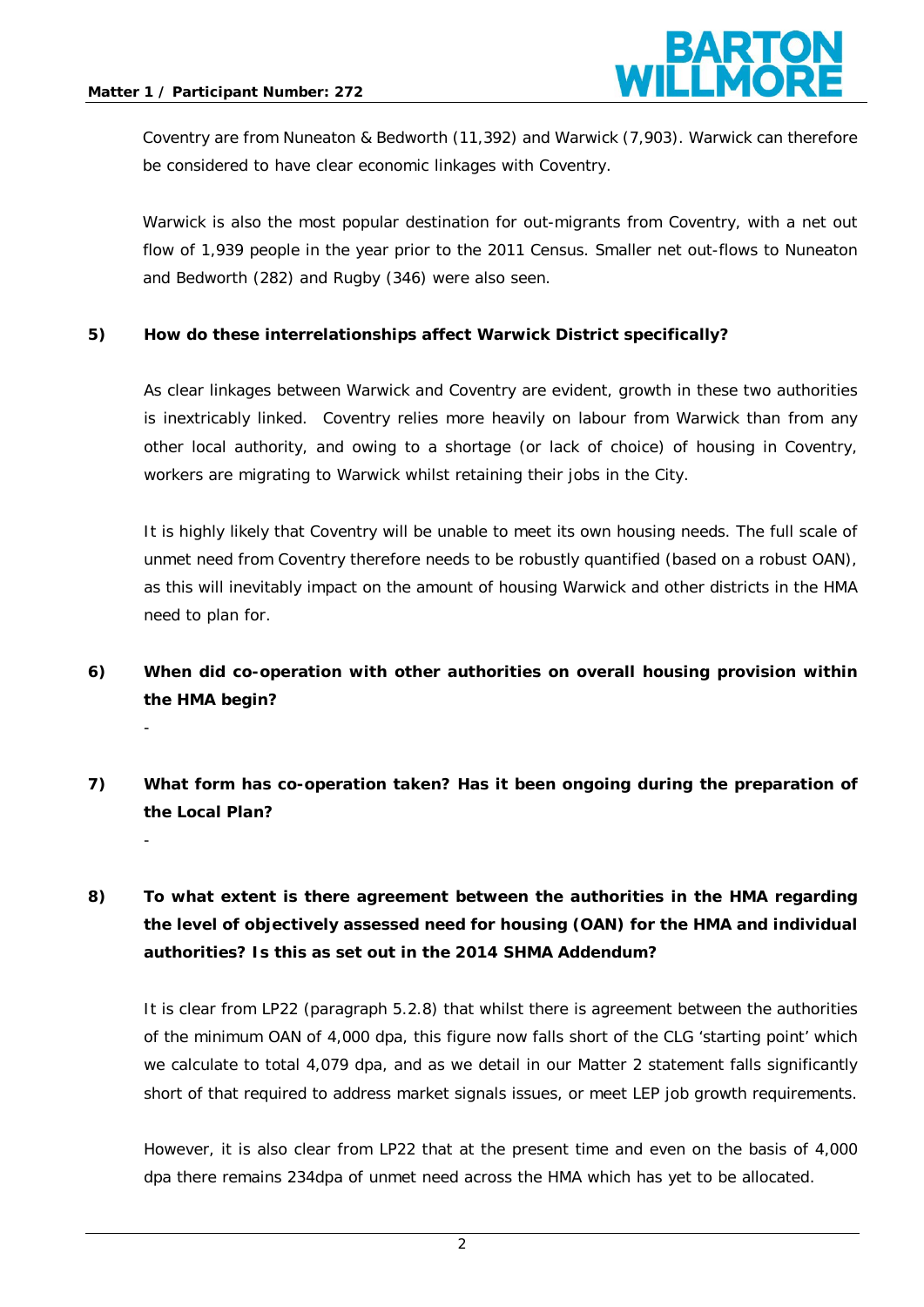Coventry are from Nuneaton & Bedworth (11,392) and Warwick (7,903). Warwick can therefore be considered to have clear economic linkages with Coventry.

Warwick is also the most popular destination for out-migrants from Coventry, with a net out flow of 1,939 people in the year prior to the 2011 Census. Smaller net out-flows to Nuneaton and Bedworth (282) and Rugby (346) were also seen.

**5) How do these interrelationships affect Warwick District specifically?**

As clear linkages between Warwick and Coventry are evident, growth in these two authorities is inextricably linked. Coventry relies more heavily on labour from Warwick than from any other local authority, and owing to a shortage (or lack of choice) of housing in Coventry, workers are migrating to Warwick whilst retaining their jobs in the City.

It is highly likely that Coventry will be unable to meet its own housing needs. The full scale of unmet need from Coventry therefore needs to be robustly quantified (based on a robust OAN), as this will inevitably impact on the amount of housing Warwick and other districts in the HMA need to plan for.

**6) When did co-operation with other authorities on overall housing provision within the HMA begin?**

-

**7) What form has co-operation taken? Has it been ongoing during the preparation of the Local Plan?**

-

**8) To what extent is there agreement between the authorities in the HMA regarding the level of objectively assessed need for housing (OAN) for the HMA and individual authorities? Is this as set out in the 2014 SHMA Addendum?**

It is clear from LP22 (paragraph 5.2.8) that whilst there is agreement between the authorities of the minimum OAN of 4,000 dpa, this figure now falls short of the CLG 'starting point' which we calculate to total 4,079 dpa, and as we detail in our Matter 2 statement falls significantly short of that required to address market signals issues, or meet LEP job growth requirements.

However, it is also clear from LP22 that at the present time and even on the basis of 4,000 dpa there remains 234dpa of unmet need across the HMA which has yet to be allocated.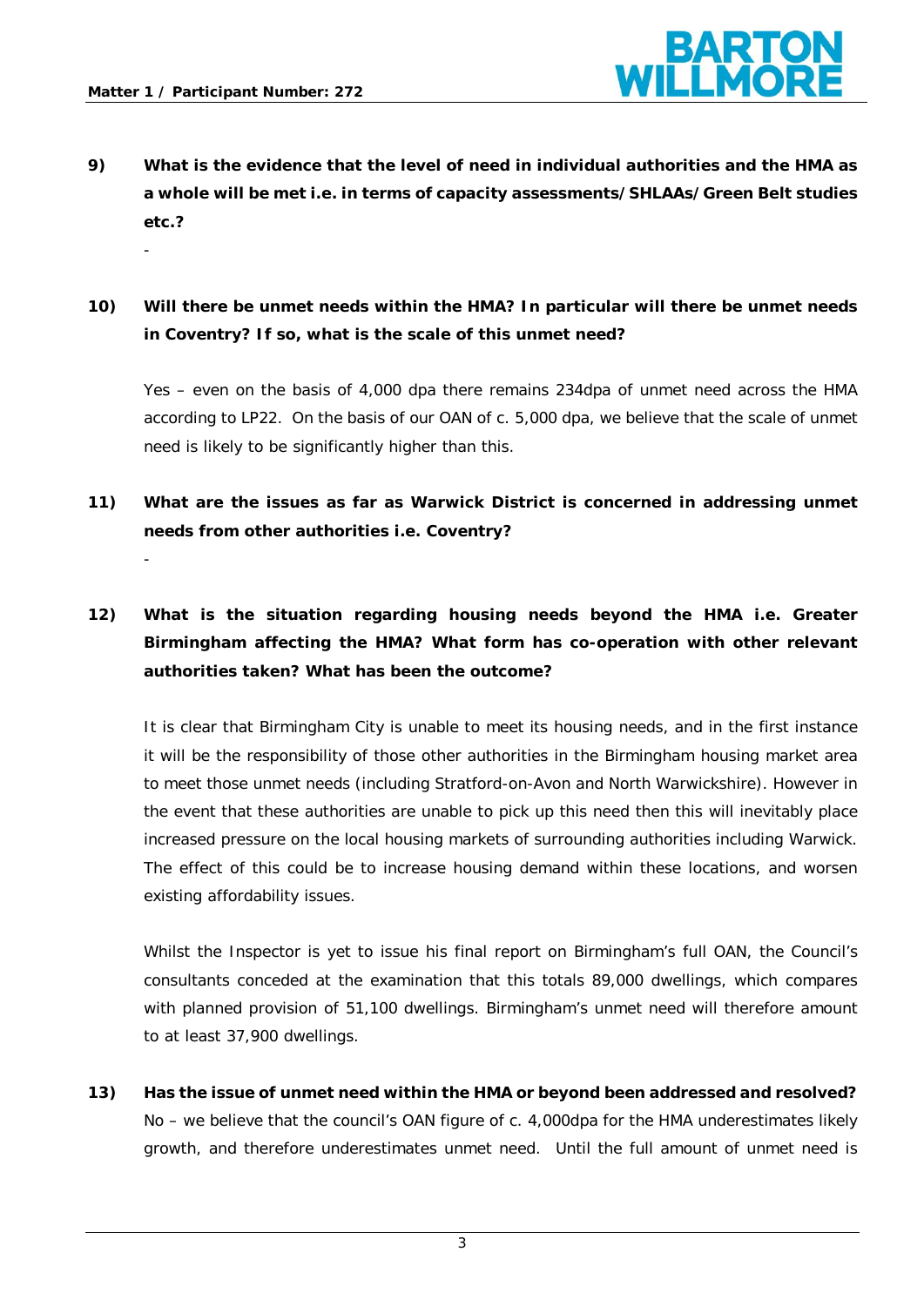**9) What is the evidence that the level of need in individual authorities and the HMA as a whole will be met i.e. in terms of capacity assessments/SHLAAs/Green Belt studies etc.?**

-

**10) Will there be unmet needs within the HMA? In particular will there be unmet needs in Coventry? If so, what is the scale of this unmet need?**

Yes – even on the basis of 4,000 dpa there remains 234dpa of unmet need across the HMA according to LP22. On the basis of our OAN of c. 5,000 dpa, we believe that the scale of unmet need is likely to be significantly higher than this.

**11) What are the issues as far as Warwick District is concerned in addressing unmet needs from other authorities i.e. Coventry?**

-

**12) What is the situation regarding housing needs beyond the HMA i.e. Greater Birmingham affecting the HMA? What form has co-operation with other relevant authorities taken? What has been the outcome?**

It is clear that Birmingham City is unable to meet its housing needs, and in the first instance it will be the responsibility of those other authorities in the Birmingham housing market area to meet those unmet needs (including Stratford-on-Avon and North Warwickshire). However in the event that these authorities are unable to pick up this need then this will inevitably place increased pressure on the local housing markets of surrounding authorities including Warwick. The effect of this could be to increase housing demand within these locations, and worsen existing affordability issues.

Whilst the Inspector is yet to issue his final report on Birmingham's full OAN, the Council's consultants conceded at the examination that this totals 89,000 dwellings, which compares with planned provision of 51,100 dwellings. Birmingham's unmet need will therefore amount to at least 37,900 dwellings.

**13) Has the issue of unmet need within the HMA or beyond been addressed and resolved?**
No – we believe that the council's OAN figure of c. 4,000dpa for the HMA underestimates likely growth, and therefore underestimates unmet need. Until the full amount of unmet need is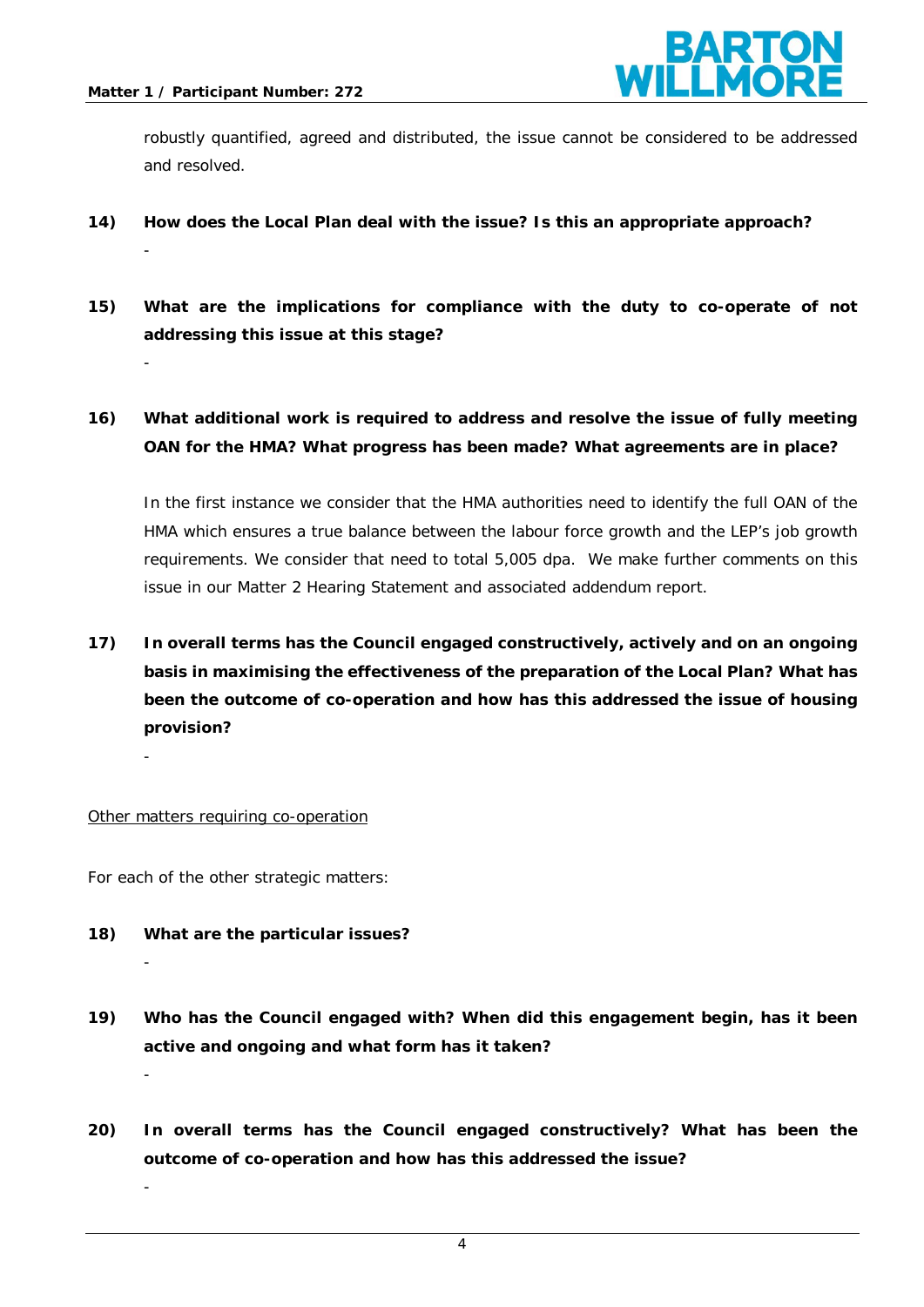robustly quantified, agreed and distributed, the issue cannot be considered to be addressed and resolved.

**14) How does the Local Plan deal with the issue? Is this an appropriate approach?**

-

**15) What are the implications for compliance with the duty to co-operate of not addressing this issue at this stage?**

-

**16) What additional work is required to address and resolve the issue of fully meeting OAN for the HMA? What progress has been made? What agreements are in place?**

In the first instance we consider that the HMA authorities need to identify the full OAN of the HMA which ensures a true balance between the labour force growth and the LEP's job growth requirements. We consider that need to total 5,005 dpa. We make further comments on this issue in our Matter 2 Hearing Statement and associated addendum report.

**17) In overall terms has the Council engaged constructively, actively and on an ongoing basis in maximising the effectiveness of the preparation of the Local Plan? What has been the outcome of co-operation and how has this addressed the issue of housing provision?**

-

<u>Other matters requiring co-operation</u>

For each of the other strategic matters:

**18) What are the particular issues?**

-

**19) Who has the Council engaged with? When did this engagement begin, has it been active and ongoing and what form has it taken?**

-

**20) In overall terms has the Council engaged constructively? What has been the outcome of co-operation and how has this addressed the issue?**

-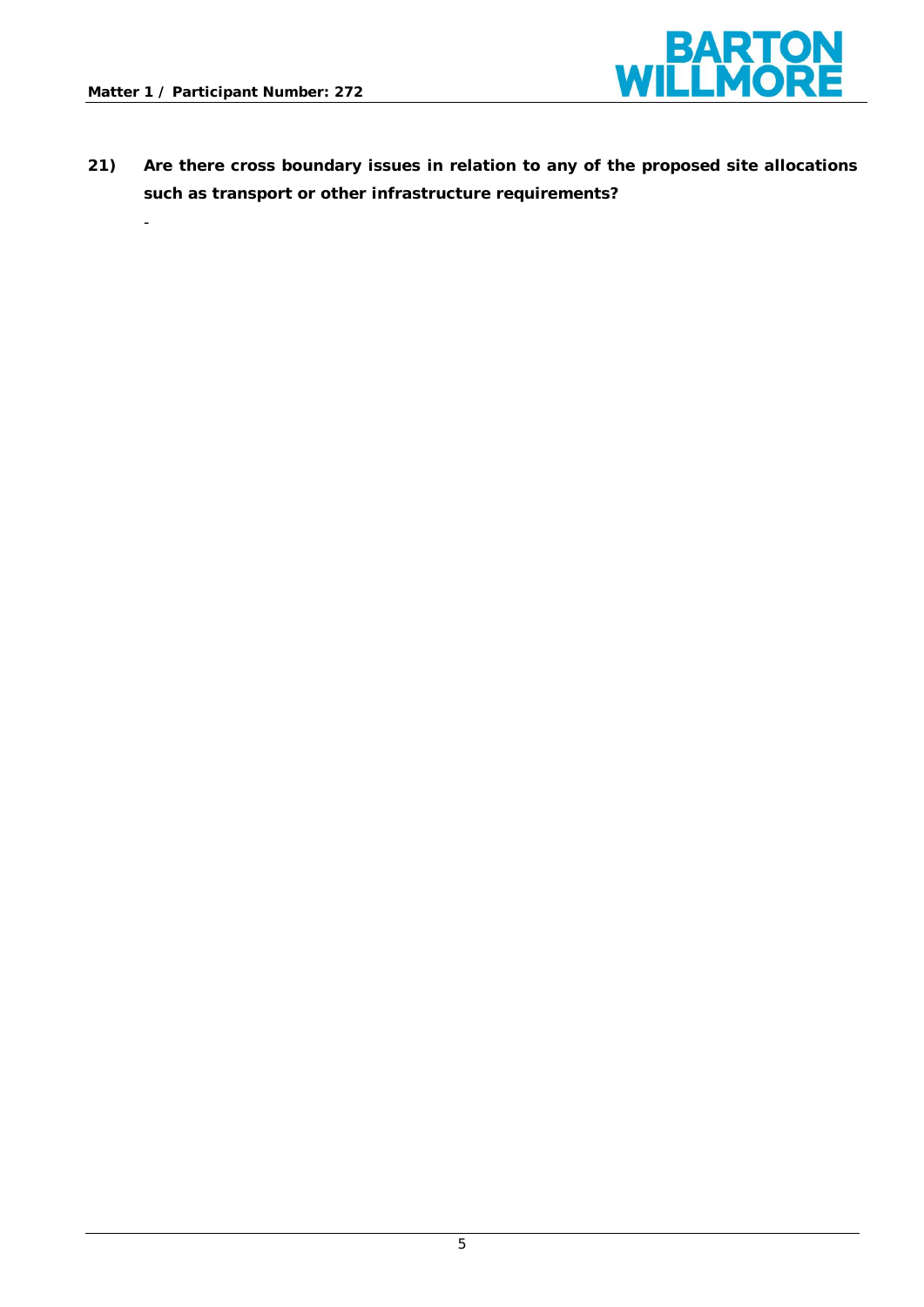**21) Are there cross boundary issues in relation to any of the proposed site allocations such as transport or other infrastructure requirements?**

-